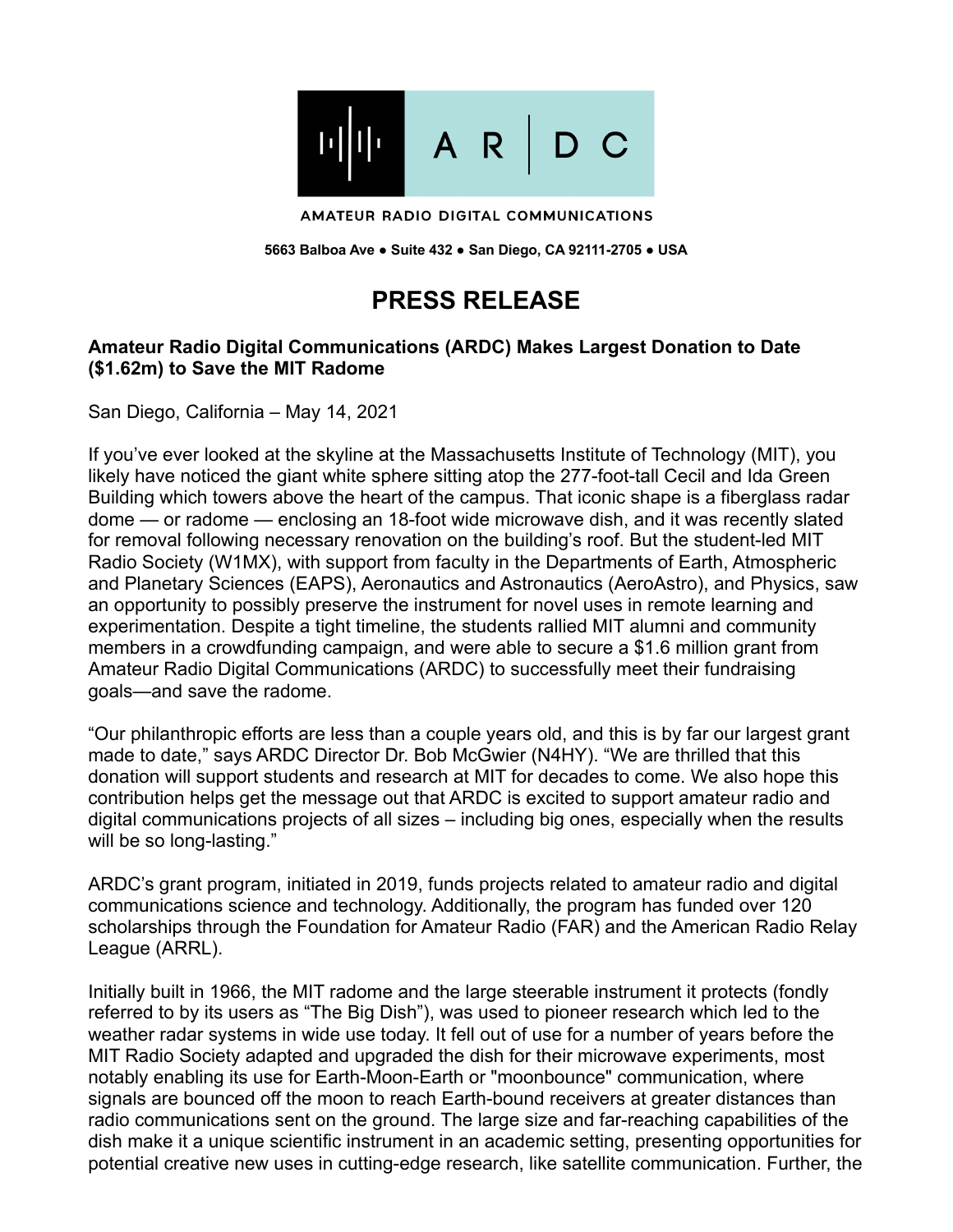AR | DC

AMATEUR RADIO DIGITAL COMMUNICATIONS

**5663 Balboa Ave ● Suite 432 ● San Diego, CA 92111-2705 ● USA**

# PRESS RELEASE

**Amateur Radio Digital Communications (ARDC) Makes Largest Donation to Date ($1.62m) to Save the MIT Radome**

San Diego, California – May 14, 2021

If you've ever looked at the skyline at the Massachusetts Institute of Technology (MIT), you likely have noticed the giant white sphere sitting atop the 277-foot-tall Cecil and Ida Green Building which towers above the heart of the campus. That iconic shape is a fiberglass radar dome — or radome — enclosing an 18-foot wide microwave dish, and it was recently slated for removal following necessary renovation on the building's roof. But the student-led MIT Radio Society (W1MX), with support from faculty in the Departments of Earth, Atmospheric and Planetary Sciences (EAPS), Aeronautics and Astronautics (AeroAstro), and Physics, saw an opportunity to possibly preserve the instrument for novel uses in remote learning and experimentation. Despite a tight timeline, the students rallied MIT alumni and community members in a crowdfunding campaign, and were able to secure a $1.6 million grant from Amateur Radio Digital Communications (ARDC) to successfully meet their fundraising goals—and save the radome.

"Our philanthropic efforts are less than a couple years old, and this is by far our largest grant made to date," says ARDC Director Dr. Bob McGwier (N4HY). "We are thrilled that this donation will support students and research at MIT for decades to come. We also hope this contribution helps get the message out that ARDC is excited to support amateur radio and digital communications projects of all sizes – including big ones, especially when the results will be so long-lasting."

ARDC's grant program, initiated in 2019, funds projects related to amateur radio and digital communications science and technology. Additionally, the program has funded over 120 scholarships through the Foundation for Amateur Radio (FAR) and the American Radio Relay League (ARRL).

Initially built in 1966, the MIT radome and the large steerable instrument it protects (fondly referred to by its users as "The Big Dish"), was used to pioneer research which led to the weather radar systems in wide use today. It fell out of use for a number of years before the MIT Radio Society adapted and upgraded the dish for their microwave experiments, most notably enabling its use for Earth-Moon-Earth or "moonbounce" communication, where signals are bounced off the moon to reach Earth-bound receivers at greater distances than radio communications sent on the ground. The large size and far-reaching capabilities of the dish make it a unique scientific instrument in an academic setting, presenting opportunities for potential creative new uses in cutting-edge research, like satellite communication. Further, the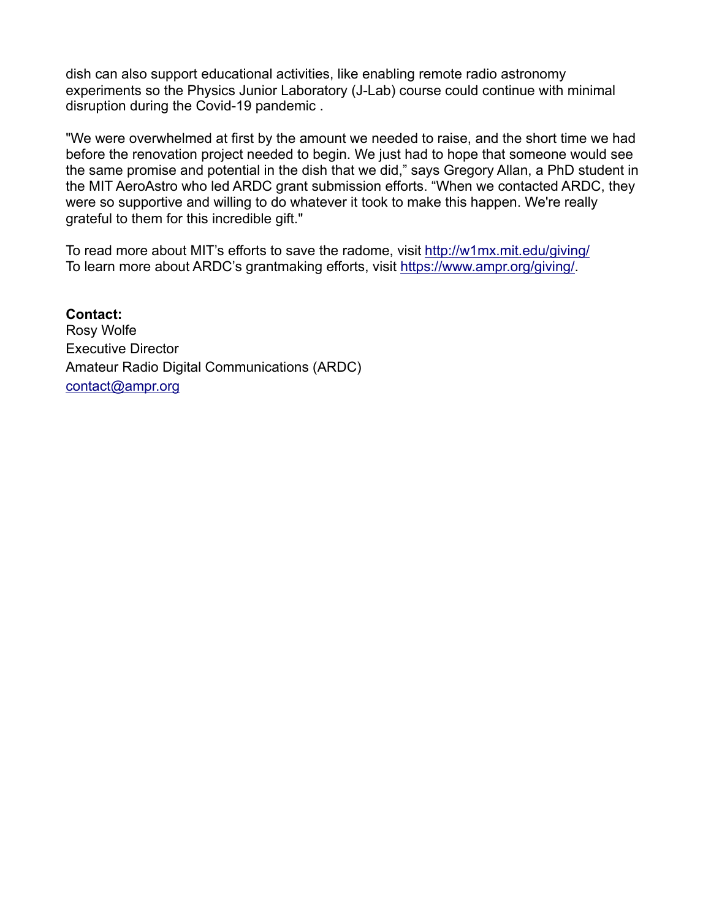dish can also support educational activities, like enabling remote radio astronomy experiments so the Physics Junior Laboratory (J-Lab) course could continue with minimal disruption during the Covid-19 pandemic .

"We were overwhelmed at first by the amount we needed to raise, and the short time we had before the renovation project needed to begin. We just had to hope that someone would see the same promise and potential in the dish that we did," says Gregory Allan, a PhD student in the MIT AeroAstro who led ARDC grant submission efforts. "When we contacted ARDC, they were so supportive and willing to do whatever it took to make this happen. We're really grateful to them for this incredible gift."

To read more about MIT's efforts to save the radome, visit http://w1mx.mit.edu/giving/
To learn more about ARDC's grantmaking efforts, visit https://www.ampr.org/giving/.

**Contact:**
Rosy Wolfe
Executive Director
Amateur Radio Digital Communications (ARDC)
contact@ampr.org